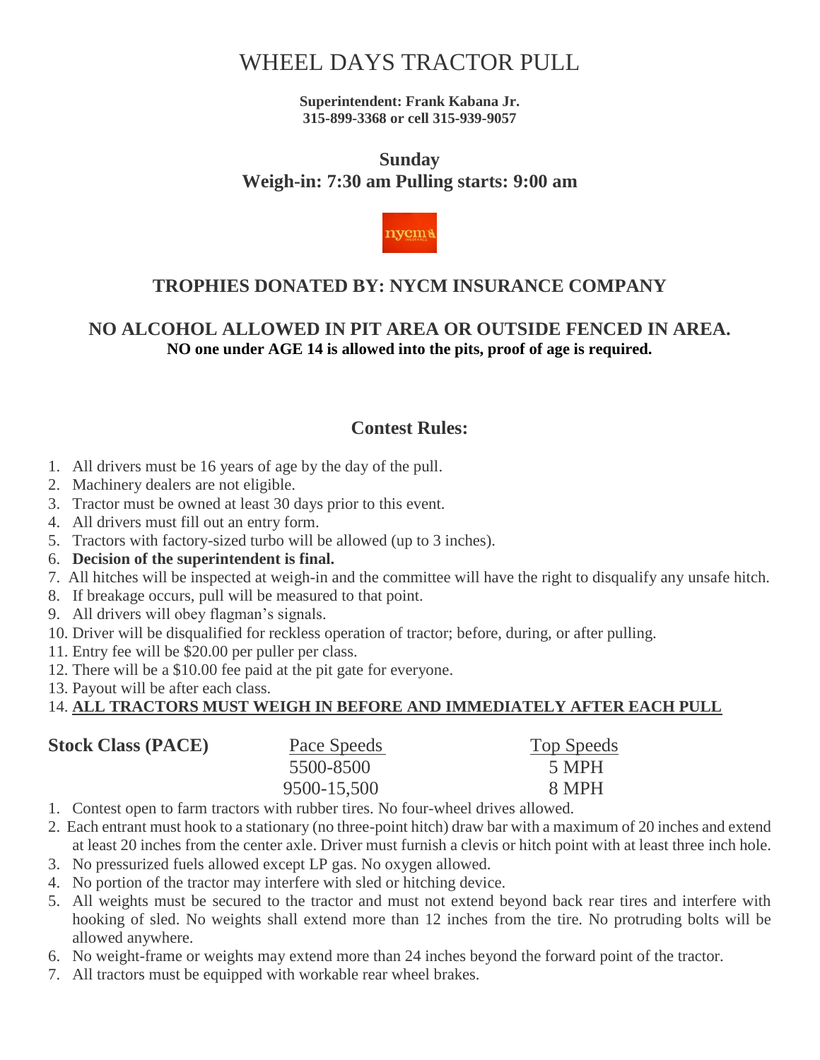# WHEEL DAYS TRACTOR PULL

**Superintendent: Frank Kabana Jr.**
**315-899-3368 or cell 315-939-9057**

## Sunday
## Weigh-in: 7:30 am Pulling starts: 9:00 am

## TROPHIES DONATED BY: NYCM INSURANCE COMPANY

## NO ALCOHOL ALLOWED IN PIT AREA OR OUTSIDE FENCED IN AREA.
**NO one under AGE 14 is allowed into the pits, proof of age is required.**

## Contest Rules:

1. All drivers must be 16 years of age by the day of the pull.
2. Machinery dealers are not eligible.
3. Tractor must be owned at least 30 days prior to this event.
4. All drivers must fill out an entry form.
5. Tractors with factory-sized turbo will be allowed (up to 3 inches).
6. **Decision of the superintendent is final.**
7. All hitches will be inspected at weigh-in and the committee will have the right to disqualify any unsafe hitch.
8. If breakage occurs, pull will be measured to that point.
9. All drivers will obey flagman's signals.
10. Driver will be disqualified for reckless operation of tractor; before, during, or after pulling.
11. Entry fee will be $20.00 per puller per class.
12. There will be a $10.00 fee paid at the pit gate for everyone.
13. Payout will be after each class.
14. **ALL TRACTORS MUST WEIGH IN BEFORE AND IMMEDIATELY AFTER EACH PULL**

| **Stock Class (PACE)** | Pace Speeds | Top Speeds |
|---|---|---|
| | 5500-8500 | 5 MPH |
| | 9500-15,500 | 8 MPH |

1. Contest open to farm tractors with rubber tires. No four-wheel drives allowed.
2. Each entrant must hook to a stationary (no three-point hitch) draw bar with a maximum of 20 inches and extend at least 20 inches from the center axle. Driver must furnish a clevis or hitch point with at least three inch hole.
3. No pressurized fuels allowed except LP gas. No oxygen allowed.
4. No portion of the tractor may interfere with sled or hitching device.
5. All weights must be secured to the tractor and must not extend beyond back rear tires and interfere with hooking of sled. No weights shall extend more than 12 inches from the tire. No protruding bolts will be allowed anywhere.
6. No weight-frame or weights may extend more than 24 inches beyond the forward point of the tractor.
7. All tractors must be equipped with workable rear wheel brakes.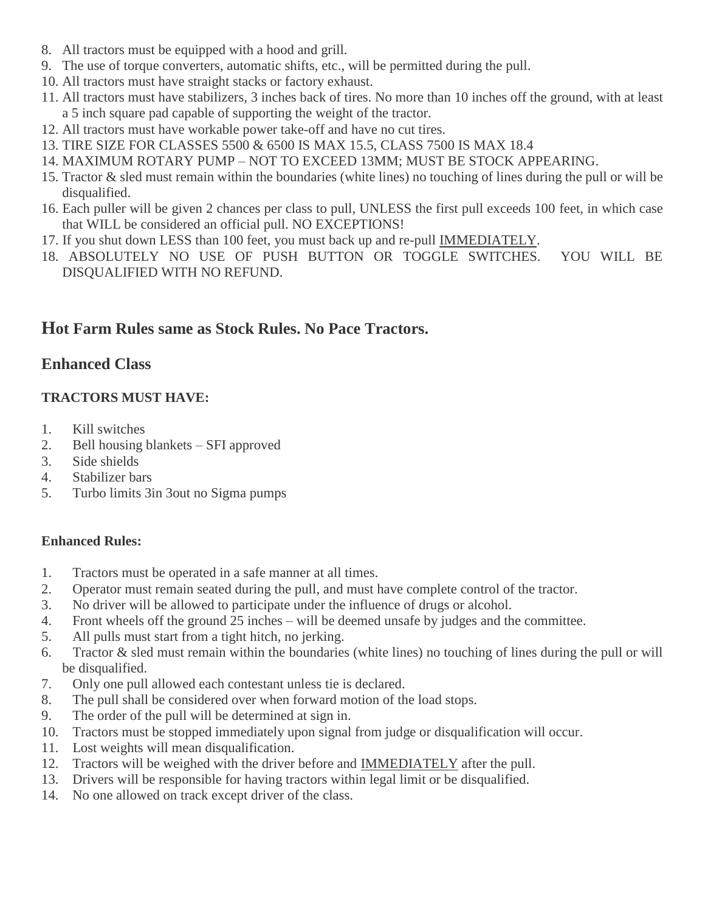8. All tractors must be equipped with a hood and grill.
9. The use of torque converters, automatic shifts, etc., will be permitted during the pull.
10. All tractors must have straight stacks or factory exhaust.
11. All tractors must have stabilizers, 3 inches back of tires. No more than 10 inches off the ground, with at least a 5 inch square pad capable of supporting the weight of the tractor.
12. All tractors must have workable power take-off and have no cut tires.
13. TIRE SIZE FOR CLASSES 5500 & 6500 IS MAX 15.5, CLASS 7500 IS MAX 18.4
14. MAXIMUM ROTARY PUMP – NOT TO EXCEED 13MM; MUST BE STOCK APPEARING.
15. Tractor & sled must remain within the boundaries (white lines) no touching of lines during the pull or will be disqualified.
16. Each puller will be given 2 chances per class to pull, UNLESS the first pull exceeds 100 feet, in which case that WILL be considered an official pull. NO EXCEPTIONS!
17. If you shut down LESS than 100 feet, you must back up and re-pull IMMEDIATELY.
18. ABSOLUTELY NO USE OF PUSH BUTTON OR TOGGLE SWITCHES. YOU WILL BE DISQUALIFIED WITH NO REFUND.

## Hot Farm Rules same as Stock Rules. No Pace Tractors.

## Enhanced Class

**TRACTORS MUST HAVE:**

1. Kill switches
2. Bell housing blankets – SFI approved
3. Side shields
4. Stabilizer bars
5. Turbo limits 3in 3out no Sigma pumps

**Enhanced Rules:**

1. Tractors must be operated in a safe manner at all times.
2. Operator must remain seated during the pull, and must have complete control of the tractor.
3. No driver will be allowed to participate under the influence of drugs or alcohol.
4. Front wheels off the ground 25 inches – will be deemed unsafe by judges and the committee.
5. All pulls must start from a tight hitch, no jerking.
6. Tractor & sled must remain within the boundaries (white lines) no touching of lines during the pull or will be disqualified.
7. Only one pull allowed each contestant unless tie is declared.
8. The pull shall be considered over when forward motion of the load stops.
9. The order of the pull will be determined at sign in.
10. Tractors must be stopped immediately upon signal from judge or disqualification will occur.
11. Lost weights will mean disqualification.
12. Tractors will be weighed with the driver before and IMMEDIATELY after the pull.
13. Drivers will be responsible for having tractors within legal limit or be disqualified.
14. No one allowed on track except driver of the class.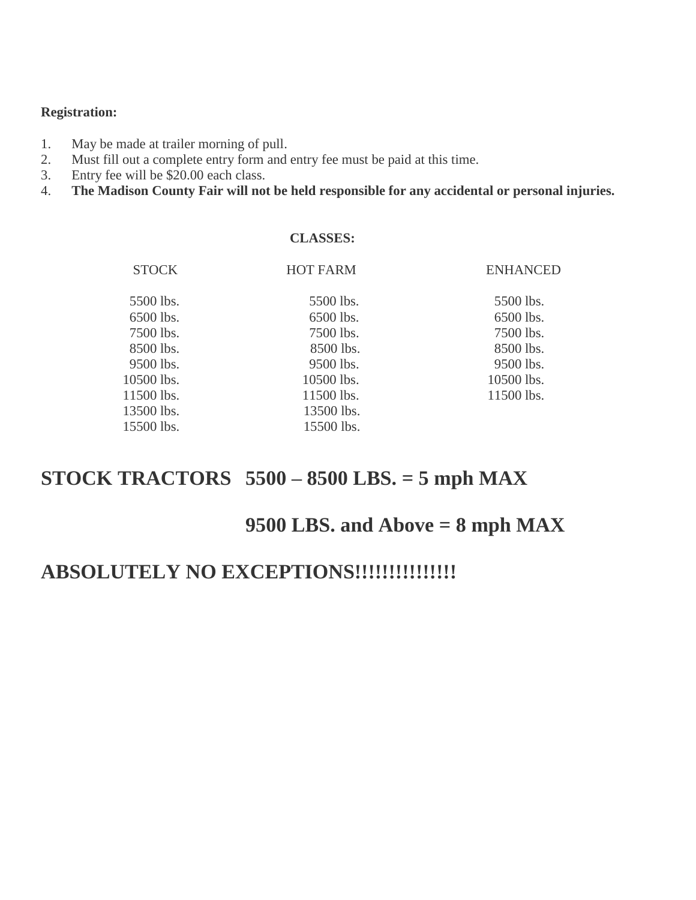**Registration:**

1. May be made at trailer morning of pull.
2. Must fill out a complete entry form and entry fee must be paid at this time.
3. Entry fee will be $20.00 each class.
4. **The Madison County Fair will not be held responsible for any accidental or personal injuries.**

**CLASSES:**

| STOCK | HOT FARM | ENHANCED |
|---|---|---|
| 5500 lbs. | 5500 lbs. | 5500 lbs. |
| 6500 lbs. | 6500 lbs. | 6500 lbs. |
| 7500 lbs. | 7500 lbs. | 7500 lbs. |
| 8500 lbs. | 8500 lbs. | 8500 lbs. |
| 9500 lbs. | 9500 lbs. | 9500 lbs. |
| 10500 lbs. | 10500 lbs. | 10500 lbs. |
| 11500 lbs. | 11500 lbs. | 11500 lbs. |
| 13500 lbs. | 13500 lbs. | |
| 15500 lbs. | 15500 lbs. | |

## STOCK TRACTORS 5500 – 8500 LBS. = 5 mph MAX

## 9500 LBS. and Above = 8 mph MAX

## ABSOLUTELY NO EXCEPTIONS!!!!!!!!!!!!!!